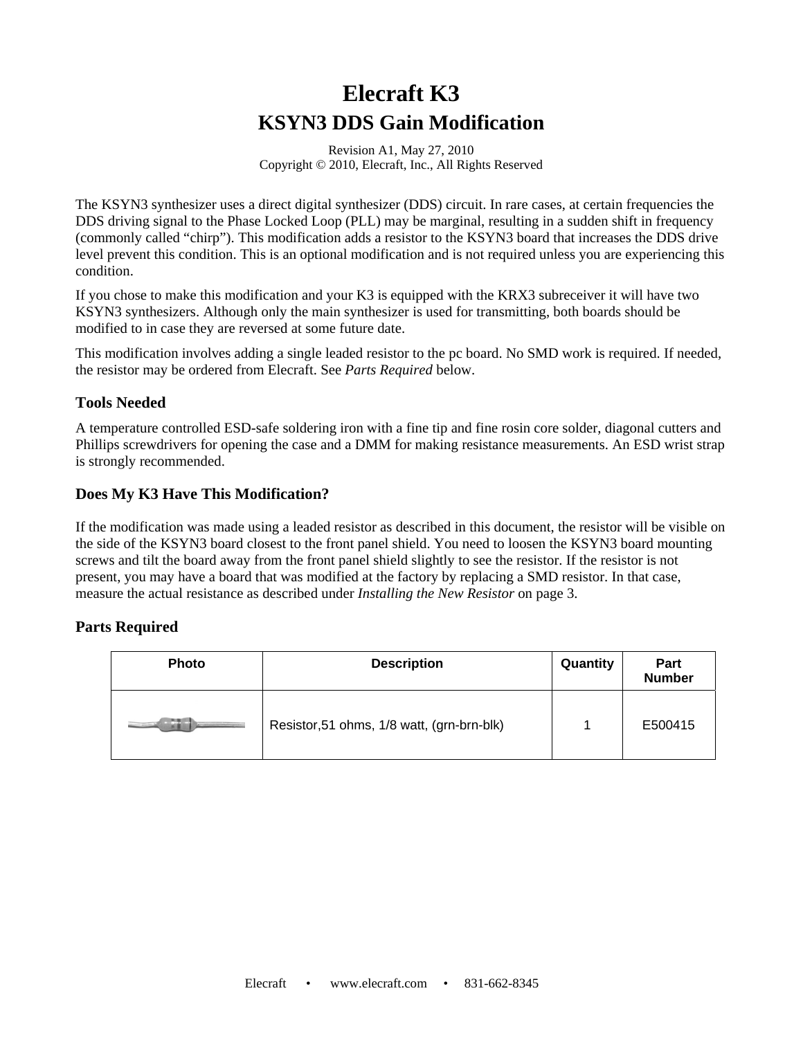# Elecraft K3

## KSYN3 DDS Gain Modification

Revision A1, May 27, 2010
Copyright © 2010, Elecraft, Inc., All Rights Reserved

The KSYN3 synthesizer uses a direct digital synthesizer (DDS) circuit. In rare cases, at certain frequencies the DDS driving signal to the Phase Locked Loop (PLL) may be marginal, resulting in a sudden shift in frequency (commonly called "chirp"). This modification adds a resistor to the KSYN3 board that increases the DDS drive level prevent this condition. This is an optional modification and is not required unless you are experiencing this condition.

If you chose to make this modification and your K3 is equipped with the KRX3 subreceiver it will have two KSYN3 synthesizers. Although only the main synthesizer is used for transmitting, both boards should be modified to in case they are reversed at some future date.

This modification involves adding a single leaded resistor to the pc board. No SMD work is required. If needed, the resistor may be ordered from Elecraft. See *Parts Required* below.

### Tools Needed

A temperature controlled ESD-safe soldering iron with a fine tip and fine rosin core solder, diagonal cutters and Phillips screwdrivers for opening the case and a DMM for making resistance measurements. An ESD wrist strap is strongly recommended.

### Does My K3 Have This Modification?

If the modification was made using a leaded resistor as described in this document, the resistor will be visible on the side of the KSYN3 board closest to the front panel shield. You need to loosen the KSYN3 board mounting screws and tilt the board away from the front panel shield slightly to see the resistor. If the resistor is not present, you may have a board that was modified at the factory by replacing a SMD resistor. In that case, measure the actual resistance as described under *Installing the New Resistor* on page 3.

### Parts Required

| Photo | Description | Quantity | Part Number |
|---|---|---|---|
| | Resistor,51 ohms, 1/8 watt, (grn-brn-blk) | 1 | E500415 |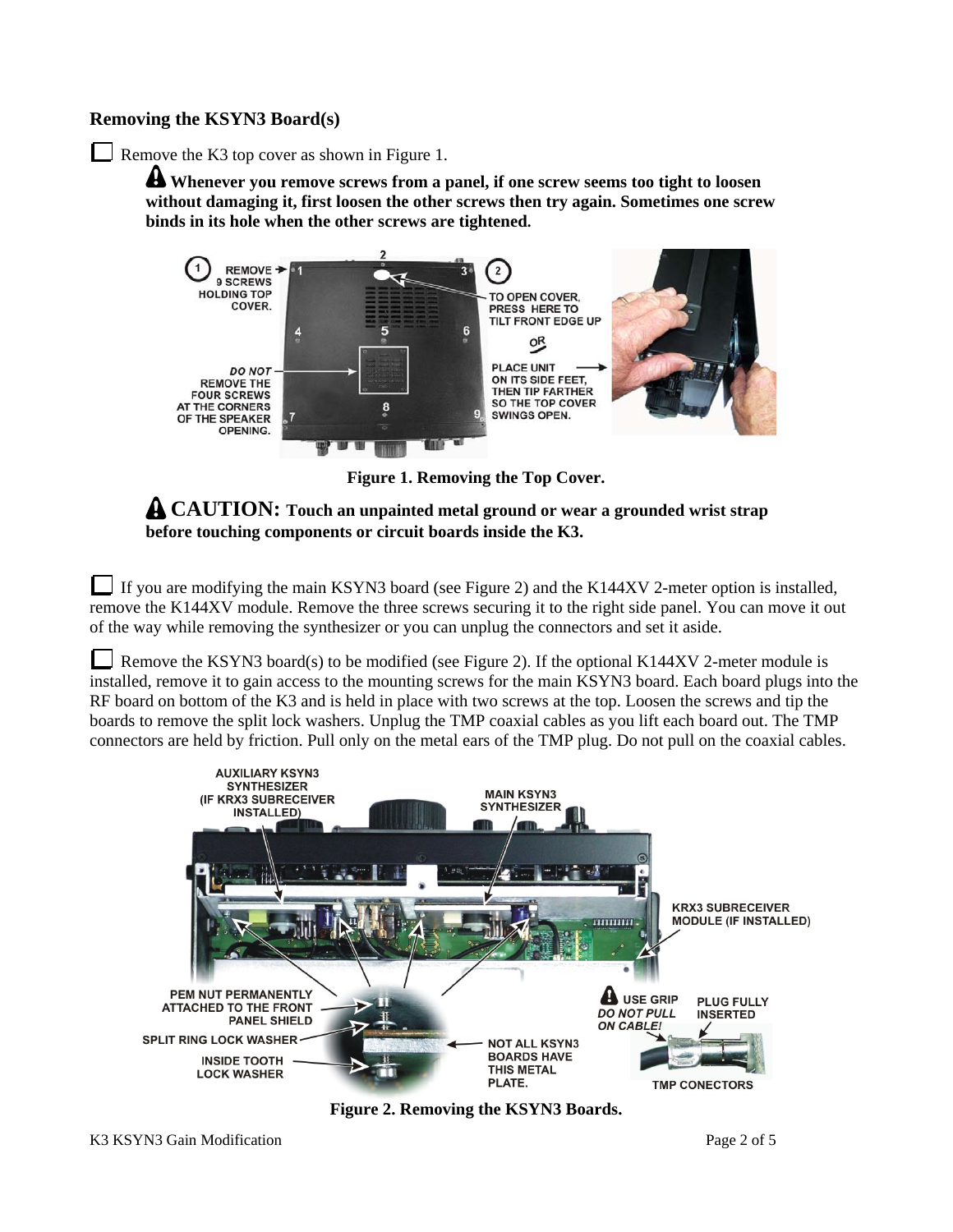## Removing the KSYN3 Board(s)

☐ Remove the K3 top cover as shown in Figure 1.

**⚠ Whenever you remove screws from a panel, if one screw seems too tight to loosen without damaging it, first loosen the other screws then try again. Sometimes one screw binds in its hole when the other screws are tightened.**

**Figure 1. Removing the Top Cover.**

**⚠ CAUTION: Touch an unpainted metal ground or wear a grounded wrist strap before touching components or circuit boards inside the K3.**

☐ If you are modifying the main KSYN3 board (see Figure 2) and the K144XV 2-meter option is installed, remove the K144XV module. Remove the three screws securing it to the right side panel. You can move it out of the way while removing the synthesizer or you can unplug the connectors and set it aside.

☐ Remove the KSYN3 board(s) to be modified (see Figure 2). If the optional K144XV 2-meter module is installed, remove it to gain access to the mounting screws for the main KSYN3 board. Each board plugs into the RF board on bottom of the K3 and is held in place with two screws at the top. Loosen the screws and tip the boards to remove the split lock washers. Unplug the TMP coaxial cables as you lift each board out. The TMP connectors are held by friction. Pull only on the metal ears of the TMP plug. Do not pull on the coaxial cables.

**Figure 2. Removing the KSYN3 Boards.**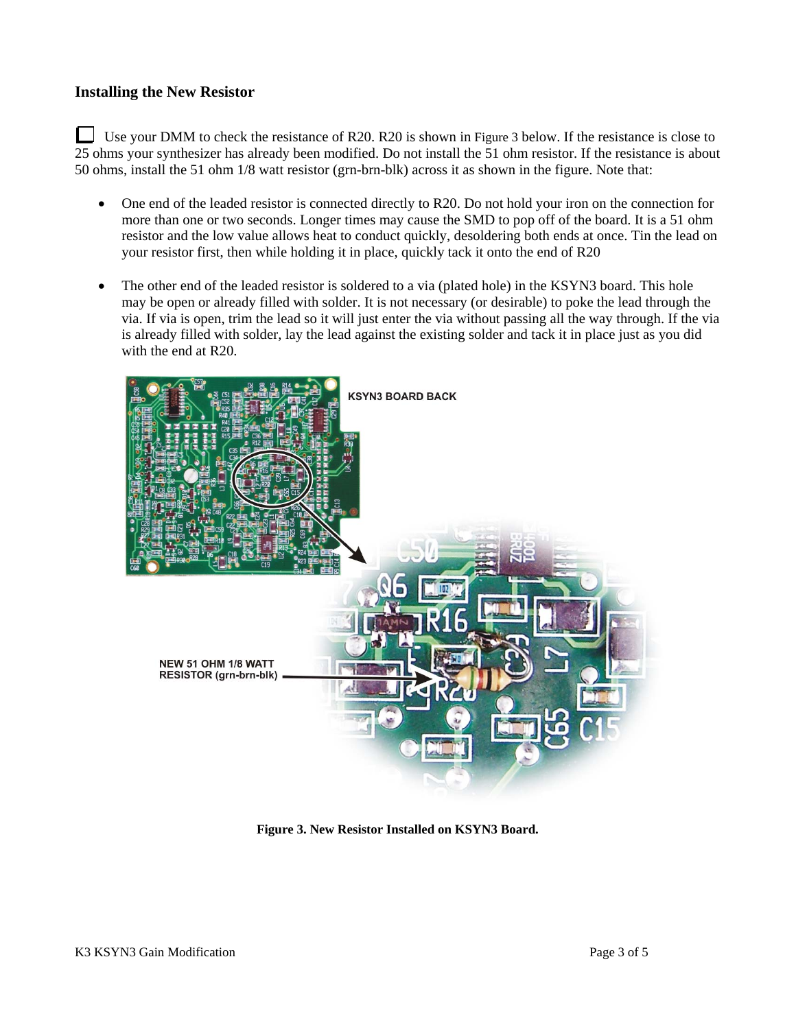### Installing the New Resistor

☐ Use your DMM to check the resistance of R20. R20 is shown in Figure 3 below. If the resistance is close to 25 ohms your synthesizer has already been modified. Do not install the 51 ohm resistor. If the resistance is about 50 ohms, install the 51 ohm 1/8 watt resistor (grn-brn-blk) across it as shown in the figure. Note that:

- One end of the leaded resistor is connected directly to R20. Do not hold your iron on the connection for more than one or two seconds. Longer times may cause the SMD to pop off of the board. It is a 51 ohm resistor and the low value allows heat to conduct quickly, desoldering both ends at once. Tin the lead on your resistor first, then while holding it in place, quickly tack it onto the end of R20

- The other end of the leaded resistor is soldered to a via (plated hole) in the KSYN3 board. This hole may be open or already filled with solder. It is not necessary (or desirable) to poke the lead through the via. If via is open, trim the lead so it will just enter the via without passing all the way through. If the via is already filled with solder, lay the lead against the existing solder and tack it in place just as you did with the end at R20.

**Figure 3. New Resistor Installed on KSYN3 Board.**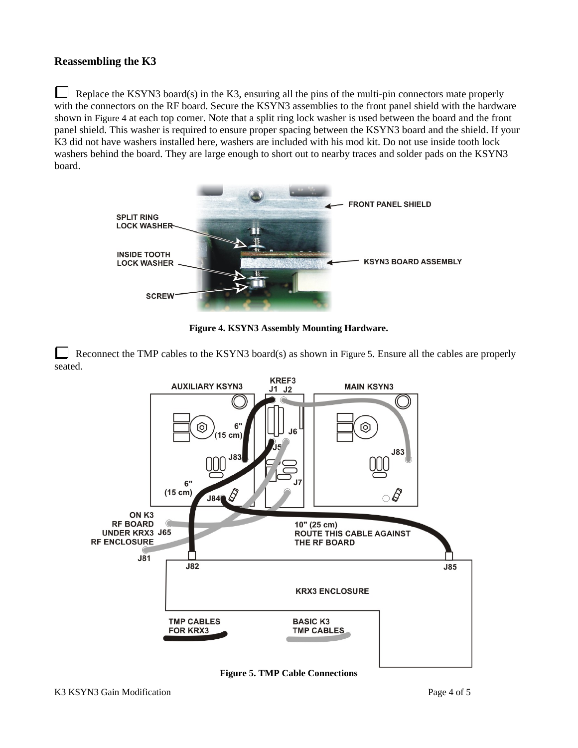## Reassembling the K3

☐ Replace the KSYN3 board(s) in the K3, ensuring all the pins of the multi-pin connectors mate properly with the connectors on the RF board. Secure the KSYN3 assemblies to the front panel shield with the hardware shown in Figure 4 at each top corner. Note that a split ring lock washer is used between the board and the front panel shield. This washer is required to ensure proper spacing between the KSYN3 board and the shield. If your K3 did not have washers installed here, washers are included with his mod kit. Do not use inside tooth lock washers behind the board. They are large enough to short out to nearby traces and solder pads on the KSYN3 board.

**Figure 4. KSYN3 Assembly Mounting Hardware.**

☐ Reconnect the TMP cables to the KSYN3 board(s) as shown in Figure 5. Ensure all the cables are properly seated.

**Figure 5. TMP Cable Connections**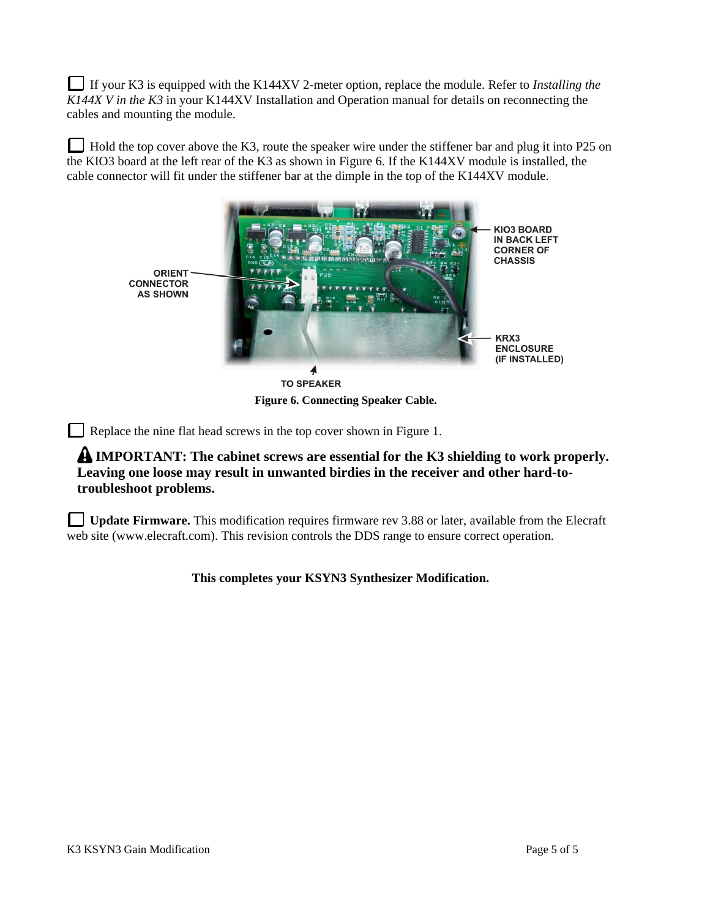☐ If your K3 is equipped with the K144XV 2-meter option, replace the module. Refer to *Installing the K144X V in the K3* in your K144XV Installation and Operation manual for details on reconnecting the cables and mounting the module.

☐ Hold the top cover above the K3, route the speaker wire under the stiffener bar and plug it into P25 on the KIO3 board at the left rear of the K3 as shown in Figure 6. If the K144XV module is installed, the cable connector will fit under the stiffener bar at the dimple in the top of the K144XV module.

ORIENT CONNECTOR AS SHOWN

KIO3 BOARD IN BACK LEFT CORNER OF CHASSIS

KRX3 ENCLOSURE (IF INSTALLED)

TO SPEAKER

**Figure 6. Connecting Speaker Cable.**

☐ Replace the nine flat head screws in the top cover shown in Figure 1.

**IMPORTANT: The cabinet screws are essential for the K3 shielding to work properly. Leaving one loose may result in unwanted birdies in the receiver and other hard-to-troubleshoot problems.**

☐ **Update Firmware.** This modification requires firmware rev 3.88 or later, available from the Elecraft web site (www.elecraft.com). This revision controls the DDS range to ensure correct operation.

**This completes your KSYN3 Synthesizer Modification.**